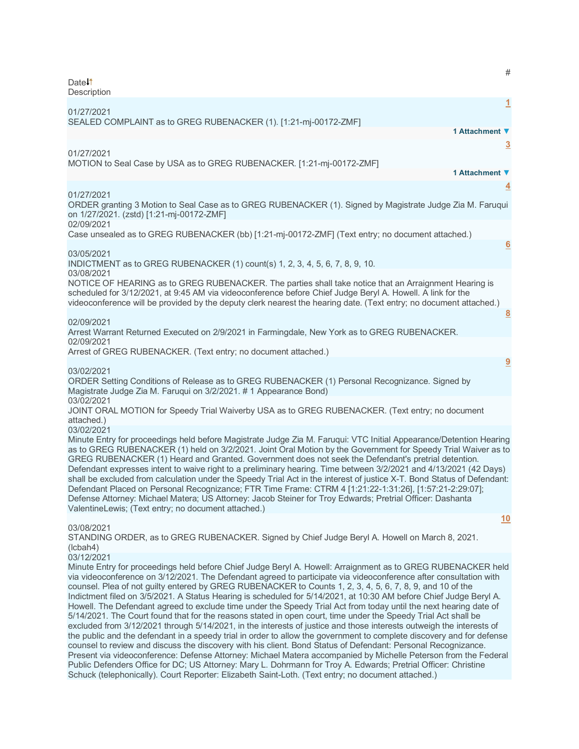| Date↓↑ | # | Description |
| --- | --- | --- |
| 01/27/2021 | 1 | SEALED COMPLAINT as to GREG RUBENACKER (1). [1:21-mj-00172-ZMF] **1 Attachment ▼** |
| 01/27/2021 | 3 | MOTION to Seal Case by USA as to GREG RUBENACKER. [1:21-mj-00172-ZMF] **1 Attachment ▼** |
| 01/27/2021 | 4 | ORDER granting 3 Motion to Seal Case as to GREG RUBENACKER (1). Signed by Magistrate Judge Zia M. Faruqui on 1/27/2021. (zstd) [1:21-mj-00172-ZMF] |
| 02/09/2021 | | Case unsealed as to GREG RUBENACKER (bb) [1:21-mj-00172-ZMF] (Text entry; no document attached.) |
| 03/05/2021 | 6 | INDICTMENT as to GREG RUBENACKER (1) count(s) 1, 2, 3, 4, 5, 6, 7, 8, 9, 10. |
| 03/08/2021 | | NOTICE OF HEARING as to GREG RUBENACKER. The parties shall take notice that an Arraignment Hearing is scheduled for 3/12/2021, at 9:45 AM via videoconference before Chief Judge Beryl A. Howell. A link for the videoconference will be provided by the deputy clerk nearest the hearing date. (Text entry; no document attached.) |
| 02/09/2021 | 8 | Arrest Warrant Returned Executed on 2/9/2021 in Farmingdale, New York as to GREG RUBENACKER. |
| 02/09/2021 | | Arrest of GREG RUBENACKER. (Text entry; no document attached.) |
| 03/02/2021 | 9 | ORDER Setting Conditions of Release as to GREG RUBENACKER (1) Personal Recognizance. Signed by Magistrate Judge Zia M. Faruqui on 3/2/2021. # 1 Appearance Bond) |
| 03/02/2021 | | JOINT ORAL MOTION for Speedy Trial Waiverby USA as to GREG RUBENACKER. (Text entry; no document attached.) |
| 03/02/2021 | | Minute Entry for proceedings held before Magistrate Judge Zia M. Faruqui: VTC Initial Appearance/Detention Hearing as to GREG RUBENACKER (1) held on 3/2/2021. Joint Oral Motion by the Government for Speedy Trial Waiver as to GREG RUBENACKER (1) Heard and Granted. Government does not seek the Defendant's pretrial detention. Defendant expresses intent to waive right to a preliminary hearing. Time between 3/2/2021 and 4/13/2021 (42 Days) shall be excluded from calculation under the Speedy Trial Act in the interest of justice X-T. Bond Status of Defendant: Defendant Placed on Personal Recognizance; FTR Time Frame: CTRM 4 [1:21:22-1:31:26], [1:57:21-2:29:07]; Defense Attorney: Michael Matera; US Attorney: Jacob Steiner for Troy Edwards; Pretrial Officer: Dashanta ValentineLewis; (Text entry; no document attached.) |
| 03/08/2021 | 10 | STANDING ORDER, as to GREG RUBENACKER. Signed by Chief Judge Beryl A. Howell on March 8, 2021. (lcbah4) |
| 03/12/2021 | | Minute Entry for proceedings held before Chief Judge Beryl A. Howell: Arraignment as to GREG RUBENACKER held via videoconference on 3/12/2021. The Defendant agreed to participate via videoconference after consultation with counsel. Plea of not guilty entered by GREG RUBENACKER to Counts 1, 2, 3, 4, 5, 6, 7, 8, 9, and 10 of the Indictment filed on 3/5/2021. A Status Hearing is scheduled for 5/14/2021, at 10:30 AM before Chief Judge Beryl A. Howell. The Defendant agreed to exclude time under the Speedy Trial Act from today until the next hearing date of 5/14/2021. The Court found that for the reasons stated in open court, time under the Speedy Trial Act shall be excluded from 3/12/2021 through 5/14/2021, in the interests of justice and those interests outweigh the interests of the public and the defendant in a speedy trial in order to allow the government to complete discovery and for defense counsel to review and discuss the discovery with his client. Bond Status of Defendant: Personal Recognizance. Present via videoconference: Defense Attorney: Michael Matera accompanied by Michelle Peterson from the Federal Public Defenders Office for DC; US Attorney: Mary L. Dohrmann for Troy A. Edwards; Pretrial Officer: Christine Schuck (telephonically). Court Reporter: Elizabeth Saint-Loth. (Text entry; no document attached.) |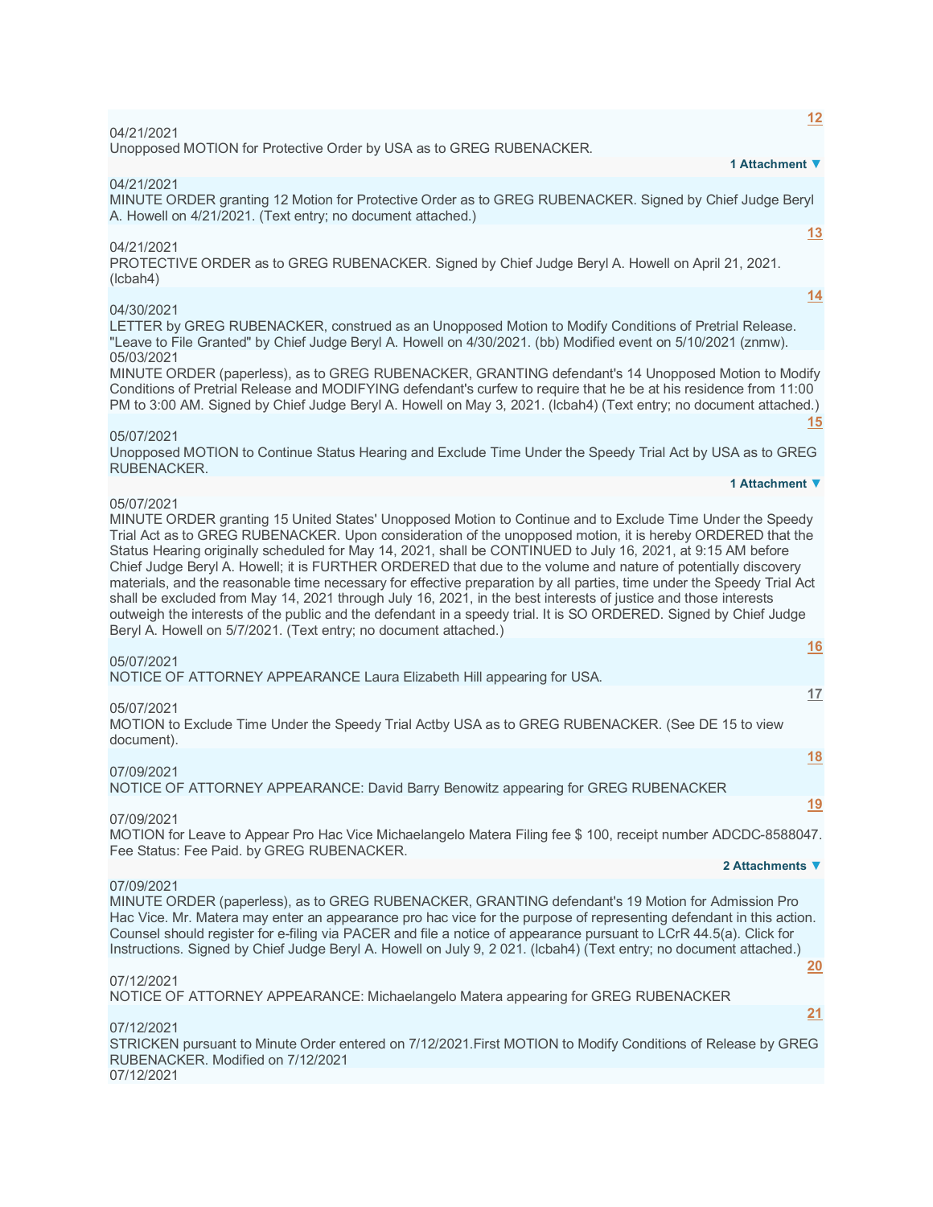**12**

04/21/2021
Unopposed MOTION for Protective Order by USA as to GREG RUBENACKER.

**1 Attachment ▼**

04/21/2021
MINUTE ORDER granting 12 Motion for Protective Order as to GREG RUBENACKER. Signed by Chief Judge Beryl A. Howell on 4/21/2021. (Text entry; no document attached.)

**13**

04/21/2021
PROTECTIVE ORDER as to GREG RUBENACKER. Signed by Chief Judge Beryl A. Howell on April 21, 2021. (lcbah4)

**14**

04/30/2021
LETTER by GREG RUBENACKER, construed as an Unopposed Motion to Modify Conditions of Pretrial Release. "Leave to File Granted" by Chief Judge Beryl A. Howell on 4/30/2021. (bb) Modified event on 5/10/2021 (znmw).

05/03/2021
MINUTE ORDER (paperless), as to GREG RUBENACKER, GRANTING defendant's 14 Unopposed Motion to Modify Conditions of Pretrial Release and MODIFYING defendant's curfew to require that he be at his residence from 11:00 PM to 3:00 AM. Signed by Chief Judge Beryl A. Howell on May 3, 2021. (lcbah4) (Text entry; no document attached.)

**15**

05/07/2021
Unopposed MOTION to Continue Status Hearing and Exclude Time Under the Speedy Trial Act by USA as to GREG RUBENACKER.

**1 Attachment ▼**

05/07/2021
MINUTE ORDER granting 15 United States' Unopposed Motion to Continue and to Exclude Time Under the Speedy Trial Act as to GREG RUBENACKER. Upon consideration of the unopposed motion, it is hereby ORDERED that the Status Hearing originally scheduled for May 14, 2021, shall be CONTINUED to July 16, 2021, at 9:15 AM before Chief Judge Beryl A. Howell; it is FURTHER ORDERED that due to the volume and nature of potentially discovery materials, and the reasonable time necessary for effective preparation by all parties, time under the Speedy Trial Act shall be excluded from May 14, 2021 through July 16, 2021, in the best interests of justice and those interests outweigh the interests of the public and the defendant in a speedy trial. It is SO ORDERED. Signed by Chief Judge Beryl A. Howell on 5/7/2021. (Text entry; no document attached.)

**16**

05/07/2021
NOTICE OF ATTORNEY APPEARANCE Laura Elizabeth Hill appearing for USA.

**17**

05/07/2021
MOTION to Exclude Time Under the Speedy Trial Actby USA as to GREG RUBENACKER. (See DE 15 to view document).

**18**

07/09/2021
NOTICE OF ATTORNEY APPEARANCE: David Barry Benowitz appearing for GREG RUBENACKER

**19**

07/09/2021
MOTION for Leave to Appear Pro Hac Vice Michaelangelo Matera Filing fee $ 100, receipt number ADCDC-8588047. Fee Status: Fee Paid. by GREG RUBENACKER.

**2 Attachments ▼**

07/09/2021
MINUTE ORDER (paperless), as to GREG RUBENACKER, GRANTING defendant's 19 Motion for Admission Pro Hac Vice. Mr. Matera may enter an appearance pro hac vice for the purpose of representing defendant in this action. Counsel should register for e-filing via PACER and file a notice of appearance pursuant to LCrR 44.5(a). Click for Instructions. Signed by Chief Judge Beryl A. Howell on July 9, 2 021. (lcbah4) (Text entry; no document attached.)

**20**

07/12/2021
NOTICE OF ATTORNEY APPEARANCE: Michaelangelo Matera appearing for GREG RUBENACKER

**21**

07/12/2021
STRICKEN pursuant to Minute Order entered on 7/12/2021.First MOTION to Modify Conditions of Release by GREG RUBENACKER. Modified on 7/12/2021

07/12/2021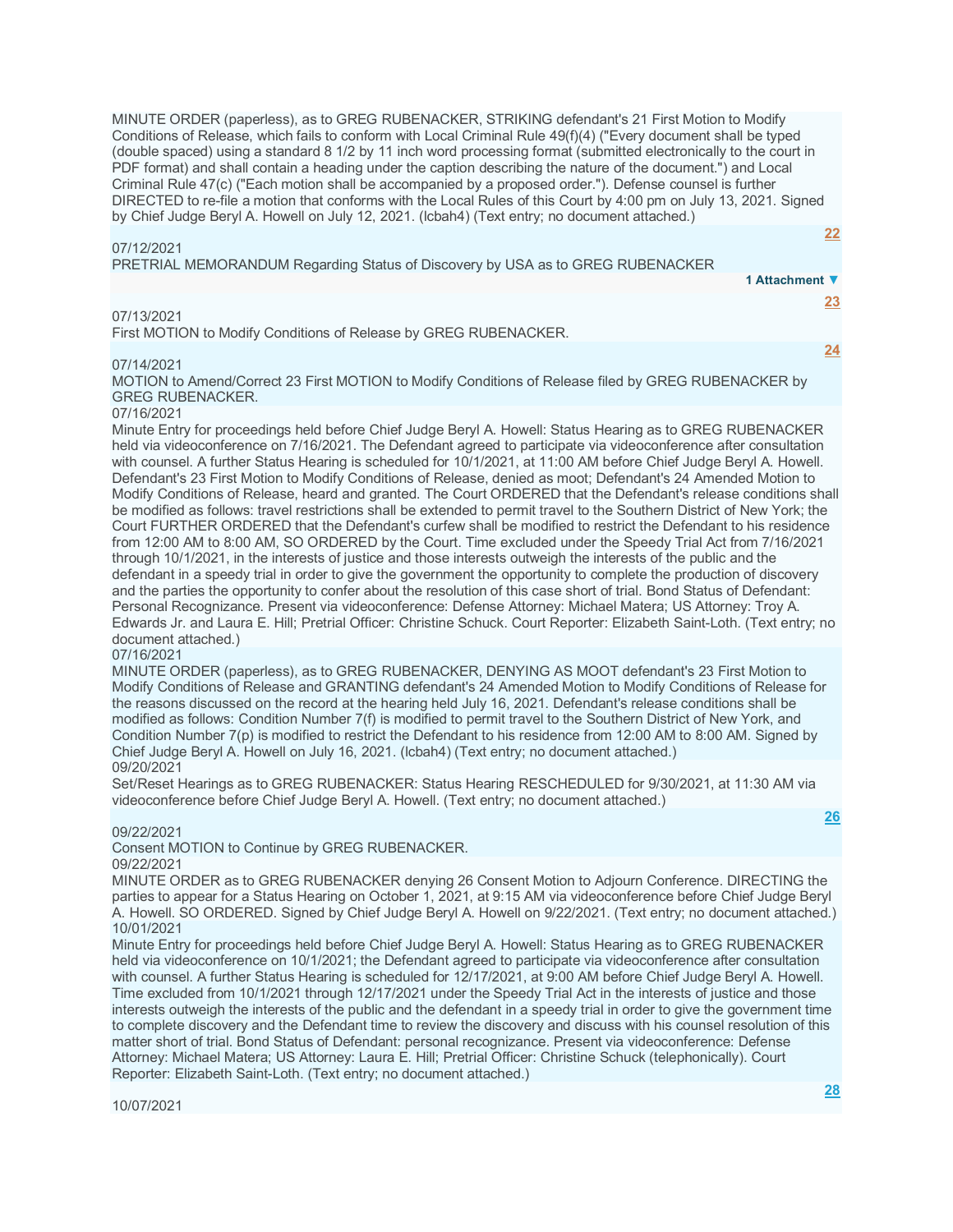MINUTE ORDER (paperless), as to GREG RUBENACKER, STRIKING defendant's 21 First Motion to Modify Conditions of Release, which fails to conform with Local Criminal Rule 49(f)(4) ("Every document shall be typed (double spaced) using a standard 8 1/2 by 11 inch word processing format (submitted electronically to the court in PDF format) and shall contain a heading under the caption describing the nature of the document.") and Local Criminal Rule 47(c) ("Each motion shall be accompanied by a proposed order."). Defense counsel is further DIRECTED to re-file a motion that conforms with the Local Rules of this Court by 4:00 pm on July 13, 2021. Signed by Chief Judge Beryl A. Howell on July 12, 2021. (lcbah4) (Text entry; no document attached.)

22

07/12/2021

PRETRIAL MEMORANDUM Regarding Status of Discovery by USA as to GREG RUBENACKER

1 Attachment ▼

23

07/13/2021

First MOTION to Modify Conditions of Release by GREG RUBENACKER.

24

07/14/2021

MOTION to Amend/Correct 23 First MOTION to Modify Conditions of Release filed by GREG RUBENACKER by GREG RUBENACKER.

07/16/2021

Minute Entry for proceedings held before Chief Judge Beryl A. Howell: Status Hearing as to GREG RUBENACKER held via videoconference on 7/16/2021. The Defendant agreed to participate via videoconference after consultation with counsel. A further Status Hearing is scheduled for 10/1/2021, at 11:00 AM before Chief Judge Beryl A. Howell. Defendant's 23 First Motion to Modify Conditions of Release, denied as moot; Defendant's 24 Amended Motion to Modify Conditions of Release, heard and granted. The Court ORDERED that the Defendant's release conditions shall be modified as follows: travel restrictions shall be extended to permit travel to the Southern District of New York; the Court FURTHER ORDERED that the Defendant's curfew shall be modified to restrict the Defendant to his residence from 12:00 AM to 8:00 AM, SO ORDERED by the Court. Time excluded under the Speedy Trial Act from 7/16/2021 through 10/1/2021, in the interests of justice and those interests outweigh the interests of the public and the defendant in a speedy trial in order to give the government the opportunity to complete the production of discovery and the parties the opportunity to confer about the resolution of this case short of trial. Bond Status of Defendant: Personal Recognizance. Present via videoconference: Defense Attorney: Michael Matera; US Attorney: Troy A. Edwards Jr. and Laura E. Hill; Pretrial Officer: Christine Schuck. Court Reporter: Elizabeth Saint-Loth. (Text entry; no document attached.)

07/16/2021

MINUTE ORDER (paperless), as to GREG RUBENACKER, DENYING AS MOOT defendant's 23 First Motion to Modify Conditions of Release and GRANTING defendant's 24 Amended Motion to Modify Conditions of Release for the reasons discussed on the record at the hearing held July 16, 2021. Defendant's release conditions shall be modified as follows: Condition Number 7(f) is modified to permit travel to the Southern District of New York, and Condition Number 7(p) is modified to restrict the Defendant to his residence from 12:00 AM to 8:00 AM. Signed by Chief Judge Beryl A. Howell on July 16, 2021. (lcbah4) (Text entry; no document attached.)

09/20/2021

Set/Reset Hearings as to GREG RUBENACKER: Status Hearing RESCHEDULED for 9/30/2021, at 11:30 AM via videoconference before Chief Judge Beryl A. Howell. (Text entry; no document attached.)

26

09/22/2021

Consent MOTION to Continue by GREG RUBENACKER.

09/22/2021

MINUTE ORDER as to GREG RUBENACKER denying 26 Consent Motion to Adjourn Conference. DIRECTING the parties to appear for a Status Hearing on October 1, 2021, at 9:15 AM via videoconference before Chief Judge Beryl A. Howell. SO ORDERED. Signed by Chief Judge Beryl A. Howell on 9/22/2021. (Text entry; no document attached.)

10/01/2021

Minute Entry for proceedings held before Chief Judge Beryl A. Howell: Status Hearing as to GREG RUBENACKER held via videoconference on 10/1/2021; the Defendant agreed to participate via videoconference after consultation with counsel. A further Status Hearing is scheduled for 12/17/2021, at 9:00 AM before Chief Judge Beryl A. Howell. Time excluded from 10/1/2021 through 12/17/2021 under the Speedy Trial Act in the interests of justice and those interests outweigh the interests of the public and the defendant in a speedy trial in order to give the government time to complete discovery and the Defendant time to review the discovery and discuss with his counsel resolution of this matter short of trial. Bond Status of Defendant: personal recognizance. Present via videoconference: Defense Attorney: Michael Matera; US Attorney: Laura E. Hill; Pretrial Officer: Christine Schuck (telephonically). Court Reporter: Elizabeth Saint-Loth. (Text entry; no document attached.)

28

10/07/2021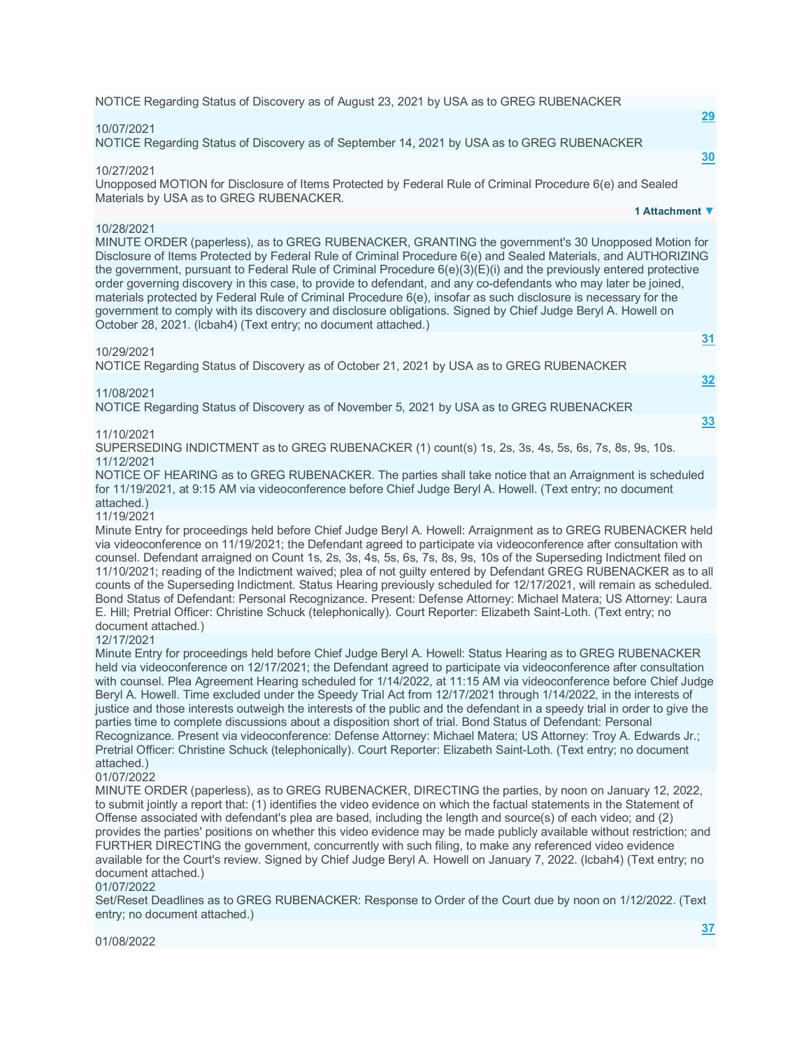NOTICE Regarding Status of Discovery as of August 23, 2021 by USA as to GREG RUBENACKER

**29**

10/07/2021
NOTICE Regarding Status of Discovery as of September 14, 2021 by USA as to GREG RUBENACKER

**30**

10/27/2021
Unopposed MOTION for Disclosure of Items Protected by Federal Rule of Criminal Procedure 6(e) and Sealed Materials by USA as to GREG RUBENACKER.

**1 Attachment ▼**

10/28/2021
MINUTE ORDER (paperless), as to GREG RUBENACKER, GRANTING the government's 30 Unopposed Motion for Disclosure of Items Protected by Federal Rule of Criminal Procedure 6(e) and Sealed Materials, and AUTHORIZING the government, pursuant to Federal Rule of Criminal Procedure 6(e)(3)(E)(i) and the previously entered protective order governing discovery in this case, to provide to defendant, and any co-defendants who may later be joined, materials protected by Federal Rule of Criminal Procedure 6(e), insofar as such disclosure is necessary for the government to comply with its discovery and disclosure obligations. Signed by Chief Judge Beryl A. Howell on October 28, 2021. (lcbah4) (Text entry; no document attached.)

**31**

10/29/2021
NOTICE Regarding Status of Discovery as of October 21, 2021 by USA as to GREG RUBENACKER

**32**

11/08/2021
NOTICE Regarding Status of Discovery as of November 5, 2021 by USA as to GREG RUBENACKER

**33**

11/10/2021
SUPERSEDING INDICTMENT as to GREG RUBENACKER (1) count(s) 1s, 2s, 3s, 4s, 5s, 6s, 7s, 8s, 9s, 10s.

11/12/2021
NOTICE OF HEARING as to GREG RUBENACKER. The parties shall take notice that an Arraignment is scheduled for 11/19/2021, at 9:15 AM via videoconference before Chief Judge Beryl A. Howell. (Text entry; no document attached.)

11/19/2021
Minute Entry for proceedings held before Chief Judge Beryl A. Howell: Arraignment as to GREG RUBENACKER held via videoconference on 11/19/2021; the Defendant agreed to participate via videoconference after consultation with counsel. Defendant arraigned on Count 1s, 2s, 3s, 4s, 5s, 6s, 7s, 8s, 9s, 10s of the Superseding Indictment filed on 11/10/2021; reading of the Indictment waived; plea of not guilty entered by Defendant GREG RUBENACKER as to all counts of the Superseding Indictment. Status Hearing previously scheduled for 12/17/2021, will remain as scheduled. Bond Status of Defendant: Personal Recognizance. Present: Defense Attorney: Michael Matera; US Attorney: Laura E. Hill; Pretrial Officer: Christine Schuck (telephonically). Court Reporter: Elizabeth Saint-Loth. (Text entry; no document attached.)

12/17/2021
Minute Entry for proceedings held before Chief Judge Beryl A. Howell: Status Hearing as to GREG RUBENACKER held via videoconference on 12/17/2021; the Defendant agreed to participate via videoconference after consultation with counsel. Plea Agreement Hearing scheduled for 1/14/2022, at 11:15 AM via videoconference before Chief Judge Beryl A. Howell. Time excluded under the Speedy Trial Act from 12/17/2021 through 1/14/2022, in the interests of justice and those interests outweigh the interests of the public and the defendant in a speedy trial in order to give the parties time to complete discussions about a disposition short of trial. Bond Status of Defendant: Personal Recognizance. Present via videoconference: Defense Attorney: Michael Matera; US Attorney: Troy A. Edwards Jr.; Pretrial Officer: Christine Schuck (telephonically). Court Reporter: Elizabeth Saint-Loth. (Text entry; no document attached.)

01/07/2022
MINUTE ORDER (paperless), as to GREG RUBENACKER, DIRECTING the parties, by noon on January 12, 2022, to submit jointly a report that: (1) identifies the video evidence on which the factual statements in the Statement of Offense associated with defendant's plea are based, including the length and source(s) of each video; and (2) provides the parties' positions on whether this video evidence may be made publicly available without restriction; and FURTHER DIRECTING the government, concurrently with such filing, to make any referenced video evidence available for the Court's review. Signed by Chief Judge Beryl A. Howell on January 7, 2022. (lcbah4) (Text entry; no document attached.)

01/07/2022
Set/Reset Deadlines as to GREG RUBENACKER: Response to Order of the Court due by noon on 1/12/2022. (Text entry; no document attached.)

**37**

01/08/2022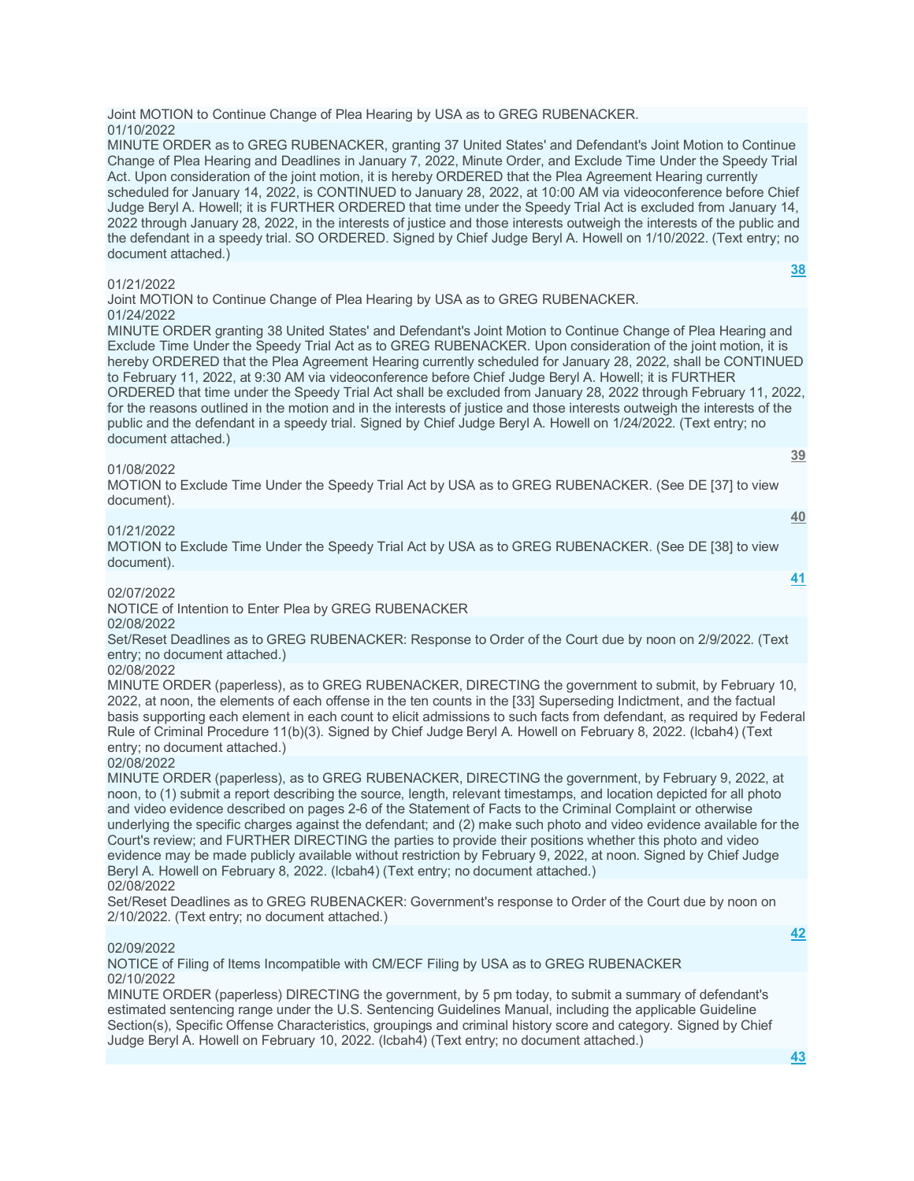Joint MOTION to Continue Change of Plea Hearing by USA as to GREG RUBENACKER.

01/10/2022

MINUTE ORDER as to GREG RUBENACKER, granting 37 United States' and Defendant's Joint Motion to Continue Change of Plea Hearing and Deadlines in January 7, 2022, Minute Order, and Exclude Time Under the Speedy Trial Act. Upon consideration of the joint motion, it is hereby ORDERED that the Plea Agreement Hearing currently scheduled for January 14, 2022, is CONTINUED to January 28, 2022, at 10:00 AM via videoconference before Chief Judge Beryl A. Howell; it is FURTHER ORDERED that time under the Speedy Trial Act is excluded from January 14, 2022 through January 28, 2022, in the interests of justice and those interests outweigh the interests of the public and the defendant in a speedy trial. SO ORDERED. Signed by Chief Judge Beryl A. Howell on 1/10/2022. (Text entry; no document attached.)

**38**

01/21/2022

Joint MOTION to Continue Change of Plea Hearing by USA as to GREG RUBENACKER.

01/24/2022

MINUTE ORDER granting 38 United States' and Defendant's Joint Motion to Continue Change of Plea Hearing and Exclude Time Under the Speedy Trial Act as to GREG RUBENACKER. Upon consideration of the joint motion, it is hereby ORDERED that the Plea Agreement Hearing currently scheduled for January 28, 2022, shall be CONTINUED to February 11, 2022, at 9:30 AM via videoconference before Chief Judge Beryl A. Howell; it is FURTHER ORDERED that time under the Speedy Trial Act shall be excluded from January 28, 2022 through February 11, 2022, for the reasons outlined in the motion and in the interests of justice and those interests outweigh the interests of the public and the defendant in a speedy trial. Signed by Chief Judge Beryl A. Howell on 1/24/2022. (Text entry; no document attached.)

**39**

01/08/2022

MOTION to Exclude Time Under the Speedy Trial Act by USA as to GREG RUBENACKER. (See DE [37] to view document).

**40**

01/21/2022

MOTION to Exclude Time Under the Speedy Trial Act by USA as to GREG RUBENACKER. (See DE [38] to view document).

**41**

02/07/2022

NOTICE of Intention to Enter Plea by GREG RUBENACKER

02/08/2022

Set/Reset Deadlines as to GREG RUBENACKER: Response to Order of the Court due by noon on 2/9/2022. (Text entry; no document attached.)

02/08/2022

MINUTE ORDER (paperless), as to GREG RUBENACKER, DIRECTING the government to submit, by February 10, 2022, at noon, the elements of each offense in the ten counts in the [33] Superseding Indictment, and the factual basis supporting each element in each count to elicit admissions to such facts from defendant, as required by Federal Rule of Criminal Procedure 11(b)(3). Signed by Chief Judge Beryl A. Howell on February 8, 2022. (lcbah4) (Text entry; no document attached.)

02/08/2022

MINUTE ORDER (paperless), as to GREG RUBENACKER, DIRECTING the government, by February 9, 2022, at noon, to (1) submit a report describing the source, length, relevant timestamps, and location depicted for all photo and video evidence described on pages 2-6 of the Statement of Facts to the Criminal Complaint or otherwise underlying the specific charges against the defendant; and (2) make such photo and video evidence available for the Court's review; and FURTHER DIRECTING the parties to provide their positions whether this photo and video evidence may be made publicly available without restriction by February 9, 2022, at noon. Signed by Chief Judge Beryl A. Howell on February 8, 2022. (lcbah4) (Text entry; no document attached.)

02/08/2022

Set/Reset Deadlines as to GREG RUBENACKER: Government's response to Order of the Court due by noon on 2/10/2022. (Text entry; no document attached.)

**42**

02/09/2022

NOTICE of Filing of Items Incompatible with CM/ECF Filing by USA as to GREG RUBENACKER

02/10/2022

MINUTE ORDER (paperless) DIRECTING the government, by 5 pm today, to submit a summary of defendant's estimated sentencing range under the U.S. Sentencing Guidelines Manual, including the applicable Guideline Section(s), Specific Offense Characteristics, groupings and criminal history score and category. Signed by Chief Judge Beryl A. Howell on February 10, 2022. (lcbah4) (Text entry; no document attached.)

**43**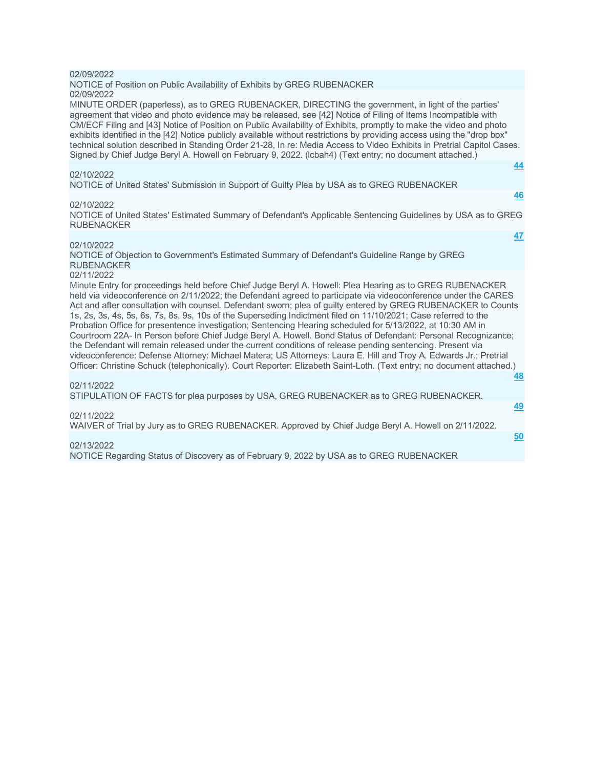02/09/2022

NOTICE of Position on Public Availability of Exhibits by GREG RUBENACKER

02/09/2022

MINUTE ORDER (paperless), as to GREG RUBENACKER, DIRECTING the government, in light of the parties' agreement that video and photo evidence may be released, see [42] Notice of Filing of Items Incompatible with CM/ECF Filing and [43] Notice of Position on Public Availability of Exhibits, promptly to make the video and photo exhibits identified in the [42] Notice publicly available without restrictions by providing access using the "drop box" technical solution described in Standing Order 21-28, In re: Media Access to Video Exhibits in Pretrial Capitol Cases. Signed by Chief Judge Beryl A. Howell on February 9, 2022. (lcbah4) (Text entry; no document attached.)

**44**

02/10/2022

NOTICE of United States' Submission in Support of Guilty Plea by USA as to GREG RUBENACKER

**46**

02/10/2022

NOTICE of United States' Estimated Summary of Defendant's Applicable Sentencing Guidelines by USA as to GREG RUBENACKER

**47**

02/10/2022

NOTICE of Objection to Government's Estimated Summary of Defendant's Guideline Range by GREG RUBENACKER

02/11/2022

Minute Entry for proceedings held before Chief Judge Beryl A. Howell: Plea Hearing as to GREG RUBENACKER held via videoconference on 2/11/2022; the Defendant agreed to participate via videoconference under the CARES Act and after consultation with counsel. Defendant sworn; plea of guilty entered by GREG RUBENACKER to Counts 1s, 2s, 3s, 4s, 5s, 6s, 7s, 8s, 9s, 10s of the Superseding Indictment filed on 11/10/2021; Case referred to the Probation Office for presentence investigation; Sentencing Hearing scheduled for 5/13/2022, at 10:30 AM in Courtroom 22A- In Person before Chief Judge Beryl A. Howell. Bond Status of Defendant: Personal Recognizance; the Defendant will remain released under the current conditions of release pending sentencing. Present via videoconference: Defense Attorney: Michael Matera; US Attorneys: Laura E. Hill and Troy A. Edwards Jr.; Pretrial Officer: Christine Schuck (telephonically). Court Reporter: Elizabeth Saint-Loth. (Text entry; no document attached.)

**48**

02/11/2022

STIPULATION OF FACTS for plea purposes by USA, GREG RUBENACKER as to GREG RUBENACKER.

**49**

02/11/2022

WAIVER of Trial by Jury as to GREG RUBENACKER. Approved by Chief Judge Beryl A. Howell on 2/11/2022.

**50**

02/13/2022

NOTICE Regarding Status of Discovery as of February 9, 2022 by USA as to GREG RUBENACKER